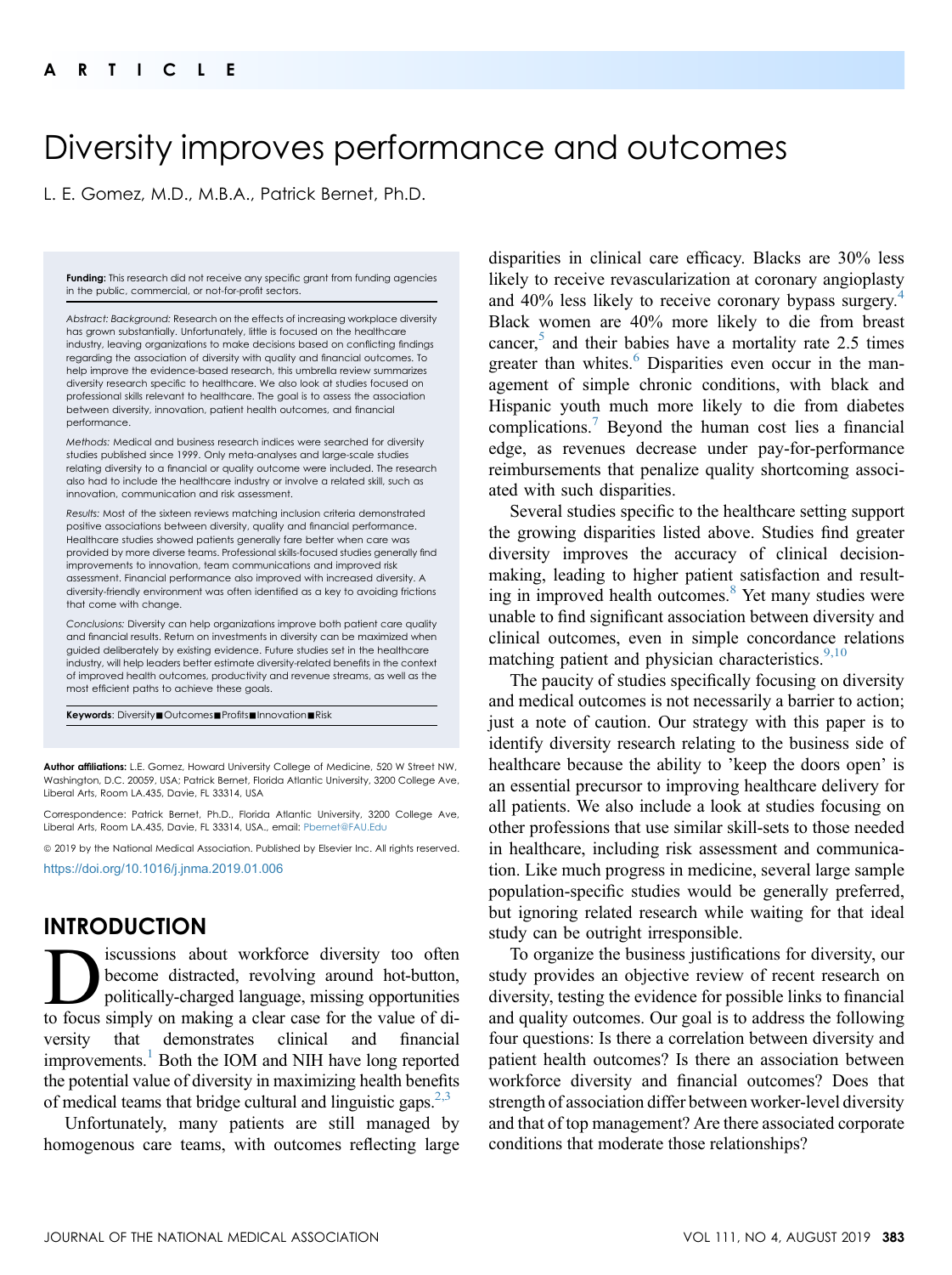ARTICLE

# Diversity improves performance and outcomes

L. E. Gomez, M.D., M.B.A., Patrick Bernet, Ph.D.

**Funding:** This research did not receive any specific grant from funding agencies in the public, commercial, or not-for-profit sectors.

*Abstract: Background:* Research on the effects of increasing workplace diversity has grown substantially. Unfortunately, little is focused on the healthcare industry, leaving organizations to make decisions based on conflicting findings regarding the association of diversity with quality and financial outcomes. To help improve the evidence-based research, this umbrella review summarizes diversity research specific to healthcare. We also look at studies focused on professional skills relevant to healthcare. The goal is to assess the association between diversity, innovation, patient health outcomes, and financial performance.

*Methods:* Medical and business research indices were searched for diversity studies published since 1999. Only meta-analyses and large-scale studies relating diversity to a financial or quality outcome were included. The research also had to include the healthcare industry or involve a related skill, such as innovation, communication and risk assessment.

*Results:* Most of the sixteen reviews matching inclusion criteria demonstrated positive associations between diversity, quality and financial performance. Healthcare studies showed patients generally fare better when care was provided by more diverse teams. Professional skills-focused studies generally find improvements to innovation, team communications and improved risk assessment. Financial performance also improved with increased diversity. A diversity-friendly environment was often identified as a key to avoiding frictions that come with change.

*Conclusions:* Diversity can help organizations improve both patient care quality and financial results. Return on investments in diversity can be maximized when guided deliberately by existing evidence. Future studies set in the healthcare industry, will help leaders better estimate diversity-related benefits in the context of improved health outcomes, productivity and revenue streams, as well as the most efficient paths to achieve these goals.

**Keywords**: Diversity ■ Outcomes ■ Profits ■ Innovation ■ Risk

**Author affiliations:** L.E. Gomez, Howard University College of Medicine, 520 W Street NW, Washington, D.C. 20059, USA; Patrick Bernet, Florida Atlantic University, 3200 College Ave, Liberal Arts, Room LA.435, Davie, FL 33314, USA

Correspondence: Patrick Bernet, Ph.D., Florida Atlantic University, 3200 College Ave, Liberal Arts, Room LA.435, Davie, FL 33314, USA., email: Pbernet@FAU.Edu

© 2019 by the National Medical Association. Published by Elsevier Inc. All rights reserved.
https://doi.org/10.1016/j.jnma.2019.01.006

## INTRODUCTION

Discussions about workforce diversity too often become distracted, revolving around hot-button, politically-charged language, missing opportunities to focus simply on making a clear case for the value of diversity that demonstrates clinical and financial improvements.[1] Both the IOM and NIH have long reported the potential value of diversity in maximizing health benefits of medical teams that bridge cultural and linguistic gaps.[2,3]

Unfortunately, many patients are still managed by homogenous care teams, with outcomes reflecting large disparities in clinical care efficacy. Blacks are 30% less likely to receive revascularization at coronary angioplasty and 40% less likely to receive coronary bypass surgery.[4] Black women are 40% more likely to die from breast cancer,[5] and their babies have a mortality rate 2.5 times greater than whites.[6] Disparities even occur in the management of simple chronic conditions, with black and Hispanic youth much more likely to die from diabetes complications.[7] Beyond the human cost lies a financial edge, as revenues decrease under pay-for-performance reimbursements that penalize quality shortcoming associated with such disparities.

Several studies specific to the healthcare setting support the growing disparities listed above. Studies find greater diversity improves the accuracy of clinical decision-making, leading to higher patient satisfaction and resulting in improved health outcomes.[8] Yet many studies were unable to find significant association between diversity and clinical outcomes, even in simple concordance relations matching patient and physician characteristics.[9,10]

The paucity of studies specifically focusing on diversity and medical outcomes is not necessarily a barrier to action; just a note of caution. Our strategy with this paper is to identify diversity research relating to the business side of healthcare because the ability to 'keep the doors open' is an essential precursor to improving healthcare delivery for all patients. We also include a look at studies focusing on other professions that use similar skill-sets to those needed in healthcare, including risk assessment and communication. Like much progress in medicine, several large sample population-specific studies would be generally preferred, but ignoring related research while waiting for that ideal study can be outright irresponsible.

To organize the business justifications for diversity, our study provides an objective review of recent research on diversity, testing the evidence for possible links to financial and quality outcomes. Our goal is to address the following four questions: Is there a correlation between diversity and patient health outcomes? Is there an association between workforce diversity and financial outcomes? Does that strength of association differ between worker-level diversity and that of top management? Are there associated corporate conditions that moderate those relationships?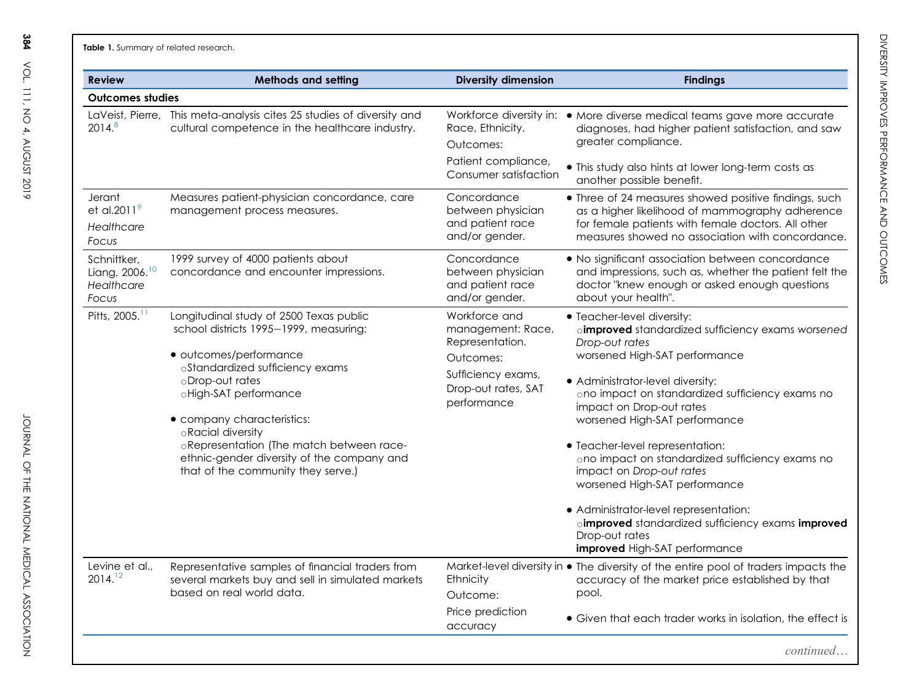**Table 1.** Summary of related research.

| Review | Methods and setting | Diversity dimension | Findings |
|---|---|---|---|
| **Outcomes studies** | | | |
| LaVeist, Pierre, 2014.[8] | This meta-analysis cites 25 studies of diversity and cultural competence in the healthcare industry. | Workforce diversity in: Race, Ethnicity. Outcomes: Patient compliance, Consumer satisfaction | • More diverse medical teams gave more accurate diagnoses, had higher patient satisfaction, and saw greater compliance. • This study also hints at lower long-term costs as another possible benefit. |
| Jerant et al.2011[9] *Healthcare Focus* | Measures patient-physician concordance, care management process measures. | Concordance between physician and patient race and/or gender. | • Three of 24 measures showed positive findings, such as a higher likelihood of mammography adherence for female patients with female doctors. All other measures showed no association with concordance. |
| Schnittker, Liang, 2006.[10] *Healthcare Focus* | 1999 survey of 4000 patients about concordance and encounter impressions. | Concordance between physician and patient race and/or gender. | • No significant association between concordance and impressions, such as, whether the patient felt the doctor "knew enough or asked enough questions about your health". |
| Pitts, 2005.[11] | Longitudinal study of 2500 Texas public school districts 1995–1999, measuring: • outcomes/performance ○Standardized sufficiency exams ○Drop-out rates ○High-SAT performance • company characteristics: ○Racial diversity ○Representation (The match between race-ethnic-gender diversity of the company and that of the community they serve.) | Workforce and management: Race, Representation. Outcomes: Sufficiency exams, Drop-out rates, SAT performance | • Teacher-level diversity: ○**improved** standardized sufficiency exams *worsened Drop-out rates* worsened High-SAT performance • Administrator-level diversity: ○no impact on standardized sufficiency exams no impact on Drop-out rates worsened High-SAT performance • Teacher-level representation: ○no impact on standardized sufficiency exams no impact on *Drop-out rates* worsened High-SAT performance • Administrator-level representation: ○**improved** standardized sufficiency exams **improved** Drop-out rates **improved** High-SAT performance |
| Levine et al., 2014.[12] | Representative samples of financial traders from several markets buy and sell in simulated markets based on real world data. | Market-level diversity in Ethnicity Outcome: Price prediction accuracy | • The diversity of the entire pool of traders impacts the accuracy of the market price established by that pool. • Given that each trader works in isolation, the effect is |

*continued…*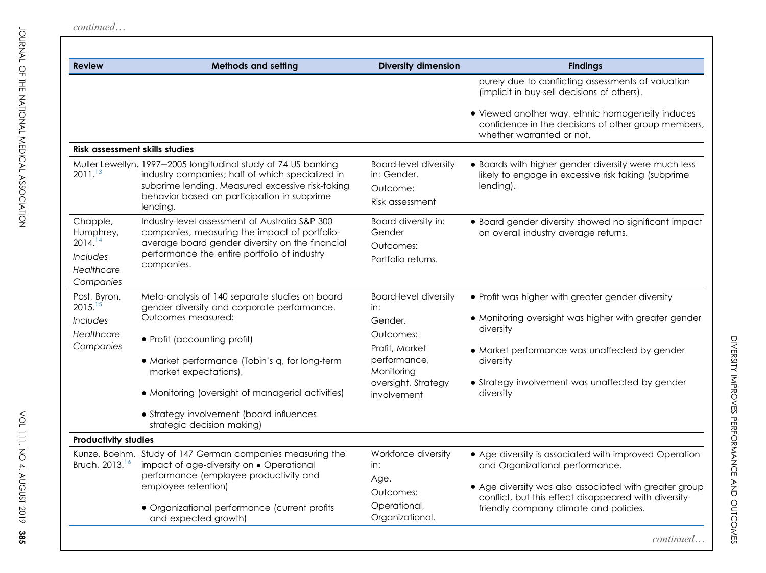*continued…*

| Review | Methods and setting | Diversity dimension | Findings |
|---|---|---|---|
| | | | purely due to conflicting assessments of valuation (implicit in buy-sell decisions of others).<br>• Viewed another way, ethnic homogeneity induces confidence in the decisions of other group members, whether warranted or not. |
| **Risk assessment skills studies** | | | |
| Muller Lewellyn, 2011.[13] | 1997–2005 longitudinal study of 74 US banking industry companies; half of which specialized in subprime lending. Measured excessive risk-taking behavior based on participation in subprime lending. | Board-level diversity in: Gender.<br>Outcome:<br>Risk assessment | • Boards with higher gender diversity were much less likely to engage in excessive risk taking (subprime lending). |
| Chapple, Humphrey, 2014.[14]<br>*Includes Healthcare Companies* | Industry-level assessment of Australia S&P 300 companies, measuring the impact of portfolio-average board gender diversity on the financial performance the entire portfolio of industry companies. | Board diversity in: Gender<br>Outcomes:<br>Portfolio returns. | • Board gender diversity showed no significant impact on overall industry average returns. |
| Post, Byron, 2015.[15]<br>*Includes Healthcare Companies* | Meta-analysis of 140 separate studies on board gender diversity and corporate performance. Outcomes measured:<br>• Profit (accounting profit)<br>• Market performance (Tobin's q, for long-term market expectations),<br>• Monitoring (oversight of managerial activities)<br>• Strategy involvement (board influences strategic decision making) | Board-level diversity in:<br>Gender.<br>Outcomes:<br>Profit, Market performance, Monitoring oversight, Strategy involvement | • Profit was higher with greater gender diversity<br>• Monitoring oversight was higher with greater gender diversity<br>• Market performance was unaffected by gender diversity<br>• Strategy involvement was unaffected by gender diversity |
| **Productivity studies** | | | |
| Kunze, Boehm, Bruch, 2013.[16] | Study of 147 German companies measuring the impact of age-diversity on • Operational performance (employee productivity and employee retention)<br>• Organizational performance (current profits and expected growth) | Workforce diversity in:<br>Age.<br>Outcomes:<br>Operational, Organizational. | • Age diversity is associated with improved Operation and Organizational performance.<br>• Age diversity was also associated with greater group conflict, but this effect disappeared with diversity-friendly company climate and policies. |

*continued…*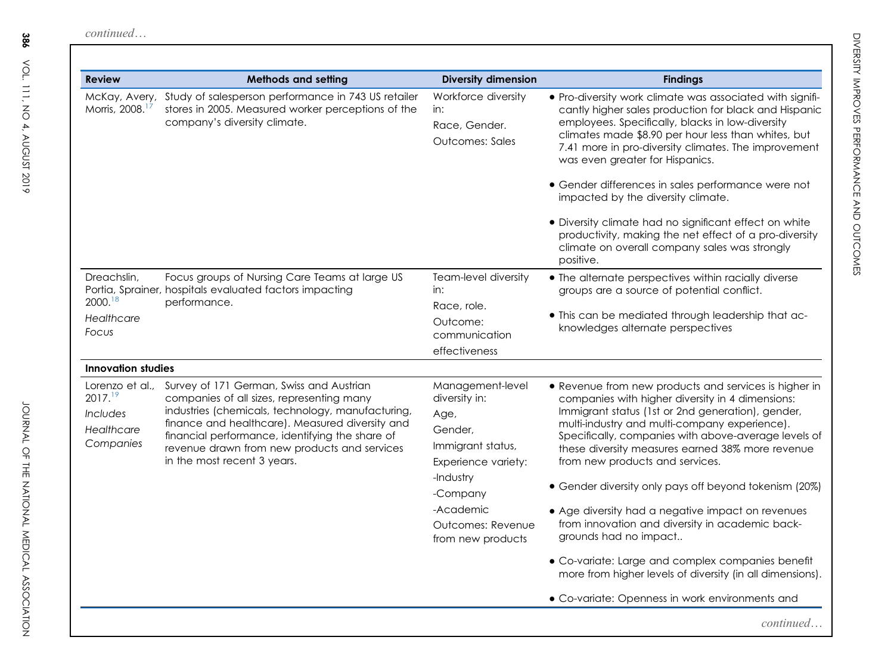*continued…*

| Review | Methods and setting | Diversity dimension | Findings |
|---|---|---|---|
| McKay, Avery, Morris, 2008.[17] | Study of salesperson performance in 743 US retailer stores in 2005. Measured worker perceptions of the company's diversity climate. | Workforce diversity in: Race, Gender. Outcomes: Sales | • Pro-diversity work climate was associated with significantly higher sales production for black and Hispanic employees. Specifically, blacks in low-diversity climates made $8.90 per hour less than whites, but 7.41 more in pro-diversity climates. The improvement was even greater for Hispanics. • Gender differences in sales performance were not impacted by the diversity climate. • Diversity climate had no significant effect on white productivity, making the net effect of a pro-diversity climate on overall company sales was strongly positive. |
| Dreachslin, Portia, Sprainer, 2000.[18] *Healthcare Focus* | Focus groups of Nursing Care Teams at large US hospitals evaluated factors impacting performance. | Team-level diversity in: Race, role. Outcome: communication effectiveness | • The alternate perspectives within racially diverse groups are a source of potential conflict. • This can be mediated through leadership that acknowledges alternate perspectives |
| **Innovation studies** | | | |
| Lorenzo et al., 2017.[19] *Includes Healthcare Companies* | Survey of 171 German, Swiss and Austrian companies of all sizes, representing many industries (chemicals, technology, manufacturing, finance and healthcare). Measured diversity and financial performance, identifying the share of revenue drawn from new products and services in the most recent 3 years. | Management-level diversity in: Age, Gender, Immigrant status, Experience variety: -Industry -Company -Academic Outcomes: Revenue from new products | • Revenue from new products and services is higher in companies with higher diversity in 4 dimensions: Immigrant status (1st or 2nd generation), gender, multi-industry and multi-company experience). Specifically, companies with above-average levels of these diversity measures earned 38% more revenue from new products and services. • Gender diversity only pays off beyond tokenism (20%) • Age diversity had a negative impact on revenues from innovation and diversity in academic backgrounds had no impact.. • Co-variate: Large and complex companies benefit more from higher levels of diversity (in all dimensions). • Co-variate: Openness in work environments and |

*continued…*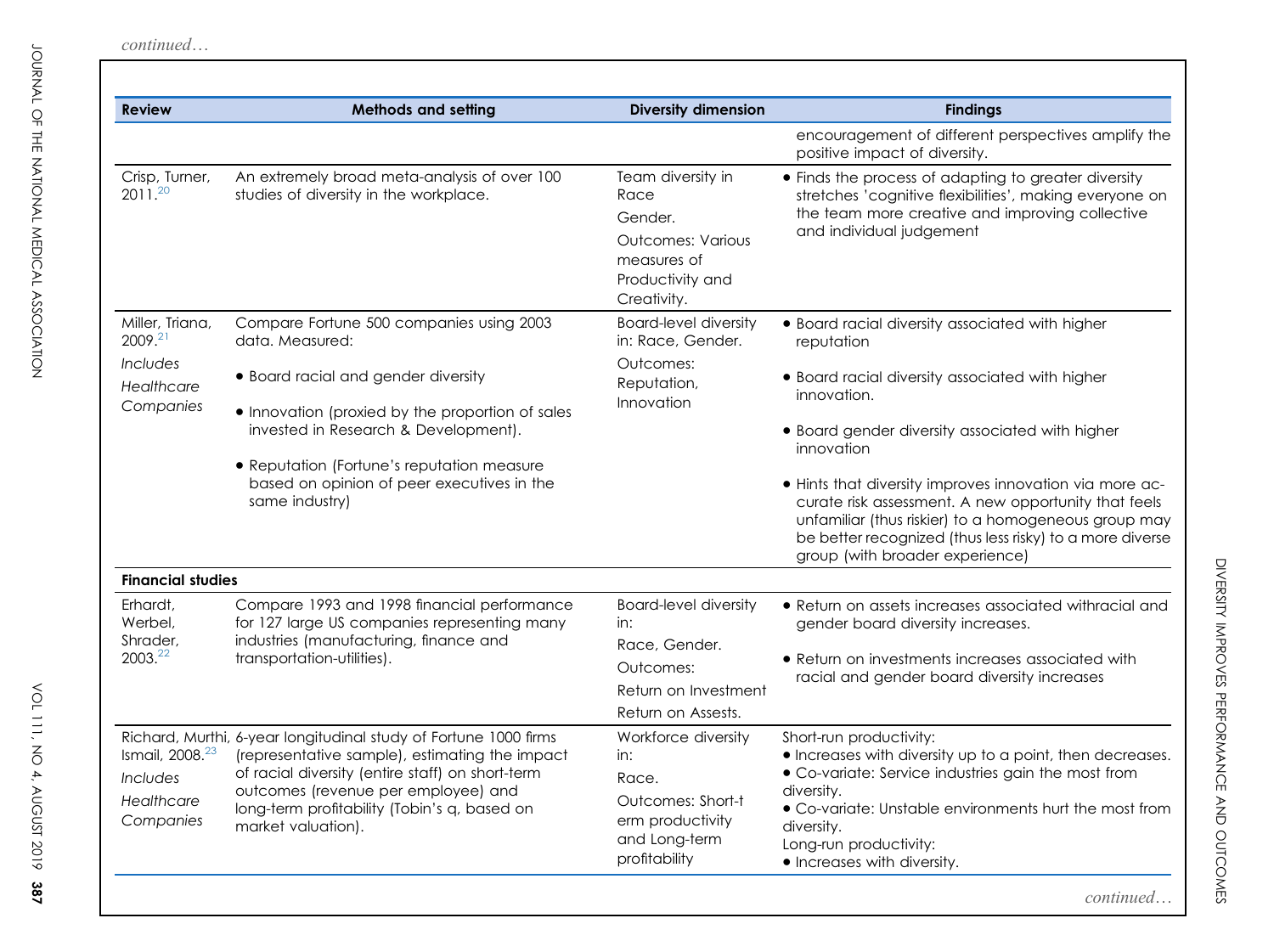*continued…*

| Review | Methods and setting | Diversity dimension | Findings |
|---|---|---|---|
| | | | encouragement of different perspectives amplify the positive impact of diversity. |
| Crisp, Turner, 2011.[20] | An extremely broad meta-analysis of over 100 studies of diversity in the workplace. | Team diversity in Race<br>Gender.<br>Outcomes: Various measures of Productivity and Creativity. | • Finds the process of adapting to greater diversity stretches 'cognitive flexibilities', making everyone on the team more creative and improving collective and individual judgement |
| Miller, Triana, 2009.[21]<br>*Includes Healthcare Companies* | Compare Fortune 500 companies using 2003 data. Measured:<br>• Board racial and gender diversity<br>• Innovation (proxied by the proportion of sales invested in Research & Development).<br>• Reputation (Fortune's reputation measure based on opinion of peer executives in the same industry) | Board-level diversity in: Race, Gender.<br>Outcomes: Reputation, Innovation | • Board racial diversity associated with higher reputation<br>• Board racial diversity associated with higher innovation.<br>• Board gender diversity associated with higher innovation<br>• Hints that diversity improves innovation via more accurate risk assessment. A new opportunity that feels unfamiliar (thus riskier) to a homogeneous group may be better recognized (thus less risky) to a more diverse group (with broader experience) |
| **Financial studies** | | | |
| Erhardt, Werbel, Shrader, 2003.[22] | Compare 1993 and 1998 financial performance for 127 large US companies representing many industries (manufacturing, finance and transportation-utilities). | Board-level diversity in:<br>Race, Gender.<br>Outcomes:<br>Return on Investment<br>Return on Assests. | • Return on assets increases associated withracial and gender board diversity increases.<br>• Return on investments increases associated with racial and gender board diversity increases |
| Richard, Murthi, Ismail, 2008.[23]<br>*Includes Healthcare Companies* | 6-year longitudinal study of Fortune 1000 firms (representative sample), estimating the impact of racial diversity (entire staff) on short-term outcomes (revenue per employee) and long-term profitability (Tobin's q, based on market valuation). | Workforce diversity in:<br>Race.<br>Outcomes: Short-term productivity and Long-term profitability | Short-run productivity:<br>• Increases with diversity up to a point, then decreases.<br>• Co-variate: Service industries gain the most from diversity.<br>• Co-variate: Unstable environments hurt the most from diversity.<br>Long-run productivity:<br>• Increases with diversity. |

*continued…*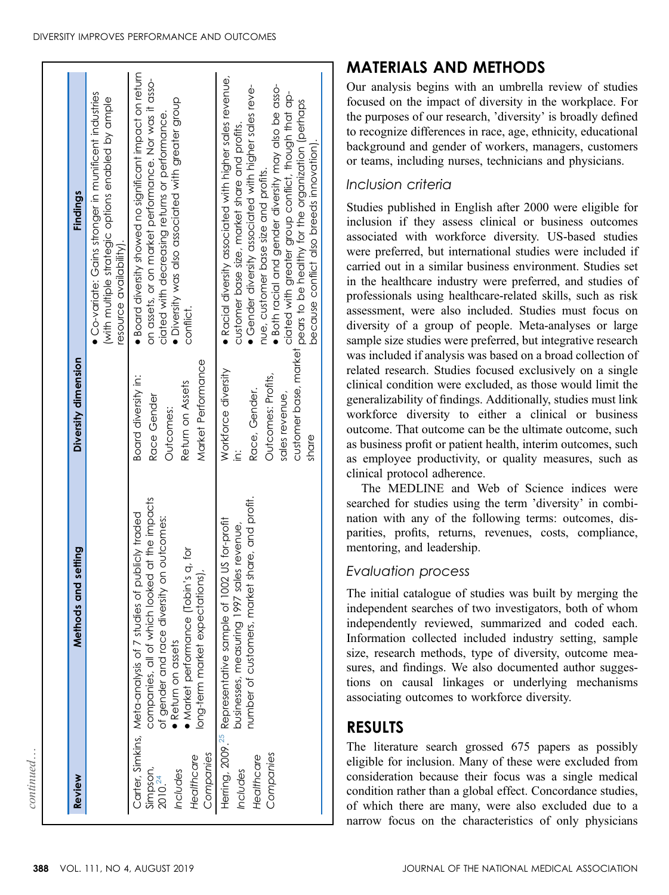*continued…*

| Review | Methods and setting | Diversity dimension | Findings |
| --- | --- | --- | --- |
| | | | • Co-variate: Gains stronger in munificent industries (with multiple strategic options enabled by ample resource availability). |
| Carter, Simkins, Simpson, 2010.[24] *Includes Healthcare Companies* | Meta-analysis of 7 studies of publicly traded companies, all of which looked at the impacts of gender and race diversity on outcomes: • Return on assets • Market performance (Tobin's q, for long-term market expectations). | Board diversity in: Race Gender Outcomes: Return on Assets Market Performance | • Board diversity showed no significant impact on return on assets, or on market performance. Nor was it associated with decreasing returns or performance. • Diversity was also associated with greater group conflict. |
| Herring, 2009.[25] *Includes Healthcare Companies* | Representative sample of 1002 US for-profit businesses, measuring 1997 sales revenue, number of customers, market share, and profit. | Workforce diversity in: Race, Gender. Outcomes: Profits, sales revenue, customer base, market share | • Racial diversity associated with higher sales revenue, customer base size, market share and profits. • Gender diversity associated with higher sales revenue, customer base size and profits. • Both racial and gender diversity may also be associated with greater group conflict, though that appears to be healthy for the organization (perhaps because conflict also breeds innovation). |

## MATERIALS AND METHODS

Our analysis begins with an umbrella review of studies focused on the impact of diversity in the workplace. For the purposes of our research, 'diversity' is broadly defined to recognize differences in race, age, ethnicity, educational background and gender of workers, managers, customers or teams, including nurses, technicians and physicians.

### *Inclusion criteria*

Studies published in English after 2000 were eligible for inclusion if they assess clinical or business outcomes associated with workforce diversity. US-based studies were preferred, but international studies were included if carried out in a similar business environment. Studies set in the healthcare industry were preferred, and studies of professionals using healthcare-related skills, such as risk assessment, were also included. Studies must focus on diversity of a group of people. Meta-analyses or large sample size studies were preferred, but integrative research was included if analysis was based on a broad collection of related research. Studies focused exclusively on a single clinical condition were excluded, as those would limit the generalizability of findings. Additionally, studies must link workforce diversity to either a clinical or business outcome. That outcome can be the ultimate outcome, such as business profit or patient health, interim outcomes, such as employee productivity, or quality measures, such as clinical protocol adherence.

The MEDLINE and Web of Science indices were searched for studies using the term 'diversity' in combination with any of the following terms: outcomes, disparities, profits, returns, revenues, costs, compliance, mentoring, and leadership.

### *Evaluation process*

The initial catalogue of studies was built by merging the independent searches of two investigators, both of whom independently reviewed, summarized and coded each. Information collected included industry setting, sample size, research methods, type of diversity, outcome measures, and findings. We also documented author suggestions on causal linkages or underlying mechanisms associating outcomes to workforce diversity.

## RESULTS

The literature search grossed 675 papers as possibly eligible for inclusion. Many of these were excluded from consideration because their focus was a single medical condition rather than a global effect. Concordance studies, of which there are many, were also excluded due to a narrow focus on the characteristics of only physicians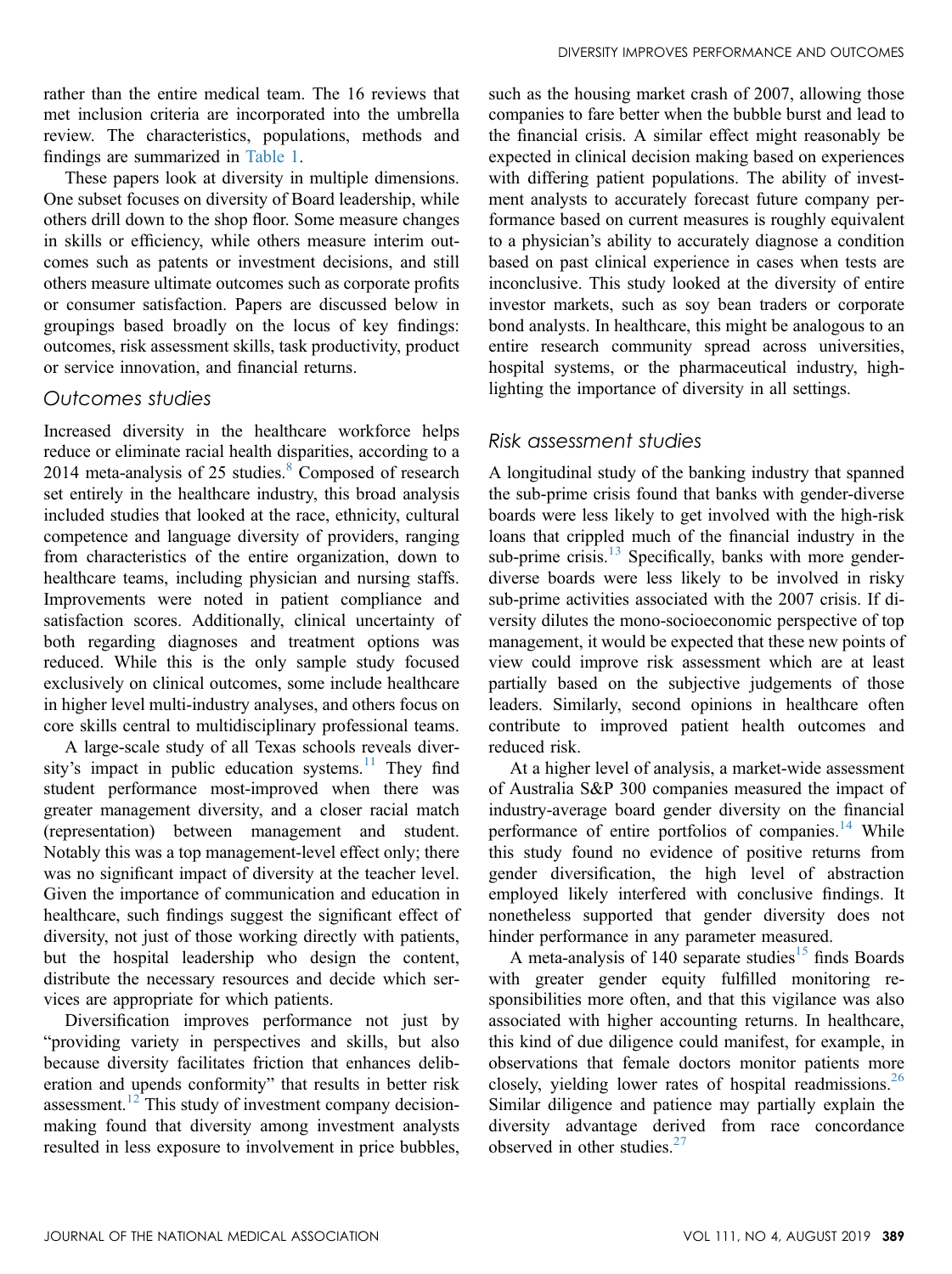rather than the entire medical team. The 16 reviews that met inclusion criteria are incorporated into the umbrella review. The characteristics, populations, methods and findings are summarized in Table 1.

These papers look at diversity in multiple dimensions. One subset focuses on diversity of Board leadership, while others drill down to the shop floor. Some measure changes in skills or efficiency, while others measure interim outcomes such as patents or investment decisions, and still others measure ultimate outcomes such as corporate profits or consumer satisfaction. Papers are discussed below in groupings based broadly on the locus of key findings: outcomes, risk assessment skills, task productivity, product or service innovation, and financial returns.

## Outcomes studies

Increased diversity in the healthcare workforce helps reduce or eliminate racial health disparities, according to a 2014 meta-analysis of 25 studies.[8] Composed of research set entirely in the healthcare industry, this broad analysis included studies that looked at the race, ethnicity, cultural competence and language diversity of providers, ranging from characteristics of the entire organization, down to healthcare teams, including physician and nursing staffs. Improvements were noted in patient compliance and satisfaction scores. Additionally, clinical uncertainty of both regarding diagnoses and treatment options was reduced. While this is the only sample study focused exclusively on clinical outcomes, some include healthcare in higher level multi-industry analyses, and others focus on core skills central to multidisciplinary professional teams.

A large-scale study of all Texas schools reveals diversity's impact in public education systems.[11] They find student performance most-improved when there was greater management diversity, and a closer racial match (representation) between management and student. Notably this was a top management-level effect only; there was no significant impact of diversity at the teacher level. Given the importance of communication and education in healthcare, such findings suggest the significant effect of diversity, not just of those working directly with patients, but the hospital leadership who design the content, distribute the necessary resources and decide which services are appropriate for which patients.

Diversification improves performance not just by "providing variety in perspectives and skills, but also because diversity facilitates friction that enhances deliberation and upends conformity" that results in better risk assessment.[12] This study of investment company decision-making found that diversity among investment analysts resulted in less exposure to involvement in price bubbles, such as the housing market crash of 2007, allowing those companies to fare better when the bubble burst and lead to the financial crisis. A similar effect might reasonably be expected in clinical decision making based on experiences with differing patient populations. The ability of investment analysts to accurately forecast future company performance based on current measures is roughly equivalent to a physician's ability to accurately diagnose a condition based on past clinical experience in cases when tests are inconclusive. This study looked at the diversity of entire investor markets, such as soy bean traders or corporate bond analysts. In healthcare, this might be analogous to an entire research community spread across universities, hospital systems, or the pharmaceutical industry, highlighting the importance of diversity in all settings.

## Risk assessment studies

A longitudinal study of the banking industry that spanned the sub-prime crisis found that banks with gender-diverse boards were less likely to get involved with the high-risk loans that crippled much of the financial industry in the sub-prime crisis.[13] Specifically, banks with more gender-diverse boards were less likely to be involved in risky sub-prime activities associated with the 2007 crisis. If diversity dilutes the mono-socioeconomic perspective of top management, it would be expected that these new points of view could improve risk assessment which are at least partially based on the subjective judgements of those leaders. Similarly, second opinions in healthcare often contribute to improved patient health outcomes and reduced risk.

At a higher level of analysis, a market-wide assessment of Australia S&P 300 companies measured the impact of industry-average board gender diversity on the financial performance of entire portfolios of companies.[14] While this study found no evidence of positive returns from gender diversification, the high level of abstraction employed likely interfered with conclusive findings. It nonetheless supported that gender diversity does not hinder performance in any parameter measured.

A meta-analysis of 140 separate studies[15] finds Boards with greater gender equity fulfilled monitoring responsibilities more often, and that this vigilance was also associated with higher accounting returns. In healthcare, this kind of due diligence could manifest, for example, in observations that female doctors monitor patients more closely, yielding lower rates of hospital readmissions.[26] Similar diligence and patience may partially explain the diversity advantage derived from race concordance observed in other studies.[27]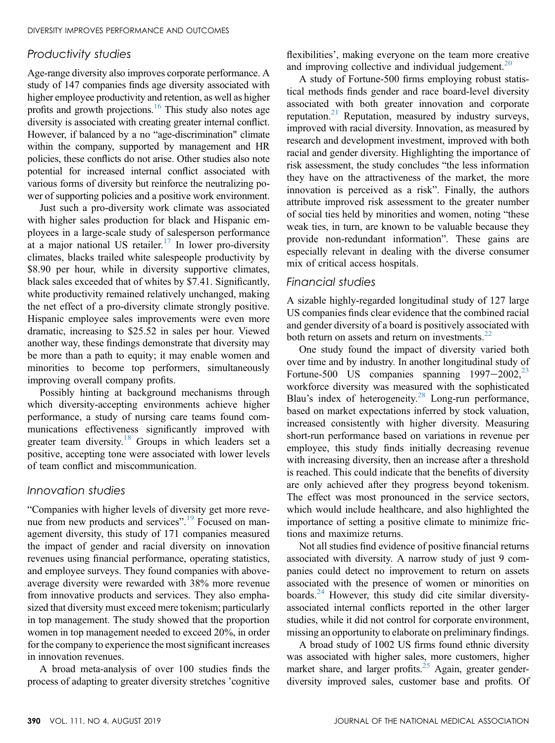## Productivity studies

Age-range diversity also improves corporate performance. A study of 147 companies finds age diversity associated with higher employee productivity and retention, as well as higher profits and growth projections.[16] This study also notes age diversity is associated with creating greater internal conflict. However, if balanced by a no "age-discrimination" climate within the company, supported by management and HR policies, these conflicts do not arise. Other studies also note potential for increased internal conflict associated with various forms of diversity but reinforce the neutralizing power of supporting policies and a positive work environment.

Just such a pro-diversity work climate was associated with higher sales production for black and Hispanic employees in a large-scale study of salesperson performance at a major national US retailer.[17] In lower pro-diversity climates, blacks trailed white salespeople productivity by $8.90 per hour, while in diversity supportive climates, black sales exceeded that of whites by $7.41. Significantly, white productivity remained relatively unchanged, making the net effect of a pro-diversity climate strongly positive. Hispanic employee sales improvements were even more dramatic, increasing to $25.52 in sales per hour. Viewed another way, these findings demonstrate that diversity may be more than a path to equity; it may enable women and minorities to become top performers, simultaneously improving overall company profits.

Possibly hinting at background mechanisms through which diversity-accepting environments achieve higher performance, a study of nursing care teams found communications effectiveness significantly improved with greater team diversity.[18] Groups in which leaders set a positive, accepting tone were associated with lower levels of team conflict and miscommunication.

## Innovation studies

"Companies with higher levels of diversity get more revenue from new products and services".[19] Focused on management diversity, this study of 171 companies measured the impact of gender and racial diversity on innovation revenues using financial performance, operating statistics, and employee surveys. They found companies with above-average diversity were rewarded with 38% more revenue from innovative products and services. They also emphasized that diversity must exceed mere tokenism; particularly in top management. The study showed that the proportion women in top management needed to exceed 20%, in order for the company to experience the most significant increases in innovation revenues.

A broad meta-analysis of over 100 studies finds the process of adapting to greater diversity stretches 'cognitive flexibilities', making everyone on the team more creative and improving collective and individual judgement.[20]

A study of Fortune-500 firms employing robust statistical methods finds gender and race board-level diversity associated with both greater innovation and corporate reputation.[21] Reputation, measured by industry surveys, improved with racial diversity. Innovation, as measured by research and development investment, improved with both racial and gender diversity. Highlighting the importance of risk assessment, the study concludes "the less information they have on the attractiveness of the market, the more innovation is perceived as a risk". Finally, the authors attribute improved risk assessment to the greater number of social ties held by minorities and women, noting "these weak ties, in turn, are known to be valuable because they provide non-redundant information". These gains are especially relevant in dealing with the diverse consumer mix of critical access hospitals.

## Financial studies

A sizable highly-regarded longitudinal study of 127 large US companies finds clear evidence that the combined racial and gender diversity of a board is positively associated with both return on assets and return on investments.[22]

One study found the impact of diversity varied both over time and by industry. In another longitudinal study of Fortune-500 US companies spanning 1997–2002,[23] workforce diversity was measured with the sophisticated Blau's index of heterogeneity.[28] Long-run performance, based on market expectations inferred by stock valuation, increased consistently with higher diversity. Measuring short-run performance based on variations in revenue per employee, this study finds initially decreasing revenue with increasing diversity, then an increase after a threshold is reached. This could indicate that the benefits of diversity are only achieved after they progress beyond tokenism. The effect was most pronounced in the service sectors, which would include healthcare, and also highlighted the importance of setting a positive climate to minimize frictions and maximize returns.

Not all studies find evidence of positive financial returns associated with diversity. A narrow study of just 9 companies could detect no improvement to return on assets associated with the presence of women or minorities on boards.[24] However, this study did cite similar diversity-associated internal conflicts reported in the other larger studies, while it did not control for corporate environment, missing an opportunity to elaborate on preliminary findings.

A broad study of 1002 US firms found ethnic diversity was associated with higher sales, more customers, higher market share, and larger profits.[25] Again, greater gender-diversity improved sales, customer base and profits. Of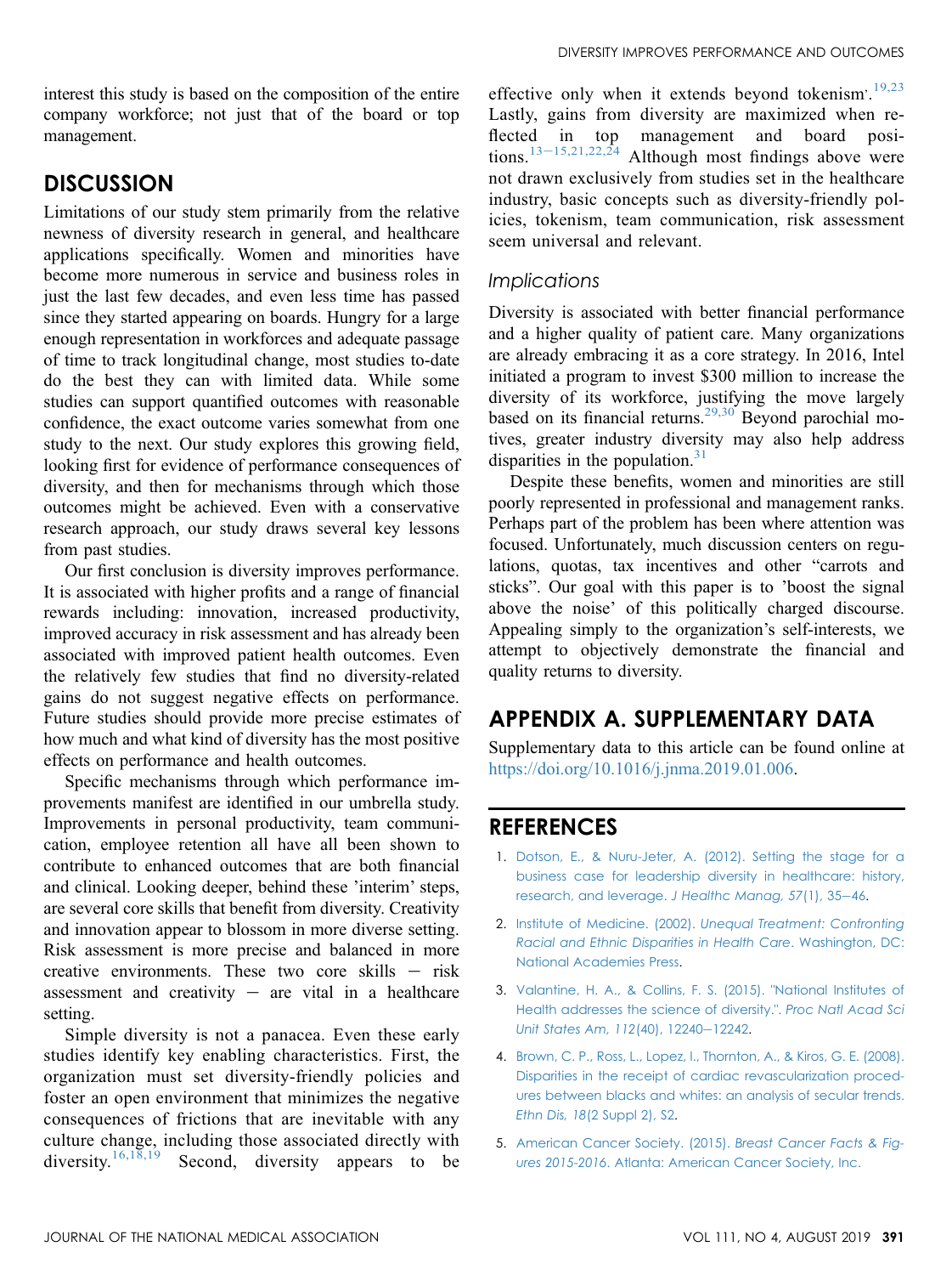interest this study is based on the composition of the entire company workforce; not just that of the board or top management.

## DISCUSSION

Limitations of our study stem primarily from the relative newness of diversity research in general, and healthcare applications specifically. Women and minorities have become more numerous in service and business roles in just the last few decades, and even less time has passed since they started appearing on boards. Hungry for a large enough representation in workforces and adequate passage of time to track longitudinal change, most studies to-date do the best they can with limited data. While some studies can support quantified outcomes with reasonable confidence, the exact outcome varies somewhat from one study to the next. Our study explores this growing field, looking first for evidence of performance consequences of diversity, and then for mechanisms through which those outcomes might be achieved. Even with a conservative research approach, our study draws several key lessons from past studies.

Our first conclusion is diversity improves performance. It is associated with higher profits and a range of financial rewards including: innovation, increased productivity, improved accuracy in risk assessment and has already been associated with improved patient health outcomes. Even the relatively few studies that find no diversity-related gains do not suggest negative effects on performance. Future studies should provide more precise estimates of how much and what kind of diversity has the most positive effects on performance and health outcomes.

Specific mechanisms through which performance improvements manifest are identified in our umbrella study. Improvements in personal productivity, team communication, employee retention all have all been shown to contribute to enhanced outcomes that are both financial and clinical. Looking deeper, behind these 'interim' steps, are several core skills that benefit from diversity. Creativity and innovation appear to blossom in more diverse setting. Risk assessment is more precise and balanced in more creative environments. These two core skills − risk assessment and creativity − are vital in a healthcare setting.

Simple diversity is not a panacea. Even these early studies identify key enabling characteristics. First, the organization must set diversity-friendly policies and foster an open environment that minimizes the negative consequences of frictions that are inevitable with any culture change, including those associated directly with diversity.[16,18,19] Second, diversity appears to be effective only when it extends beyond tokenism.[19,23] Lastly, gains from diversity are maximized when reflected in top management and board positions.[13−15,21,22,24] Although most findings above were not drawn exclusively from studies set in the healthcare industry, basic concepts such as diversity-friendly policies, tokenism, team communication, risk assessment seem universal and relevant.

### Implications

Diversity is associated with better financial performance and a higher quality of patient care. Many organizations are already embracing it as a core strategy. In 2016, Intel initiated a program to invest $300 million to increase the diversity of its workforce, justifying the move largely based on its financial returns.[29,30] Beyond parochial motives, greater industry diversity may also help address disparities in the population.[31]

Despite these benefits, women and minorities are still poorly represented in professional and management ranks. Perhaps part of the problem has been where attention was focused. Unfortunately, much discussion centers on regulations, quotas, tax incentives and other "carrots and sticks". Our goal with this paper is to 'boost the signal above the noise' of this politically charged discourse. Appealing simply to the organization's self-interests, we attempt to objectively demonstrate the financial and quality returns to diversity.

## APPENDIX A. SUPPLEMENTARY DATA

Supplementary data to this article can be found online at https://doi.org/10.1016/j.jnma.2019.01.006.

## REFERENCES

1. Dotson, E., & Nuru-Jeter, A. (2012). Setting the stage for a business case for leadership diversity in healthcare: history, research, and leverage. *J Healthc Manag, 57*(1), 35−46.
2. Institute of Medicine. (2002). *Unequal Treatment: Confronting Racial and Ethnic Disparities in Health Care*. Washington, DC: National Academies Press.
3. Valantine, H. A., & Collins, F. S. (2015). "National Institutes of Health addresses the science of diversity.". *Proc Natl Acad Sci Unit States Am, 112*(40), 12240−12242.
4. Brown, C. P., Ross, L., Lopez, I., Thornton, A., & Kiros, G. E. (2008). Disparities in the receipt of cardiac revascularization procedures between blacks and whites: an analysis of secular trends. *Ethn Dis, 18*(2 Suppl 2), S2.
5. American Cancer Society. (2015). *Breast Cancer Facts & Figures 2015-2016*. Atlanta: American Cancer Society, Inc.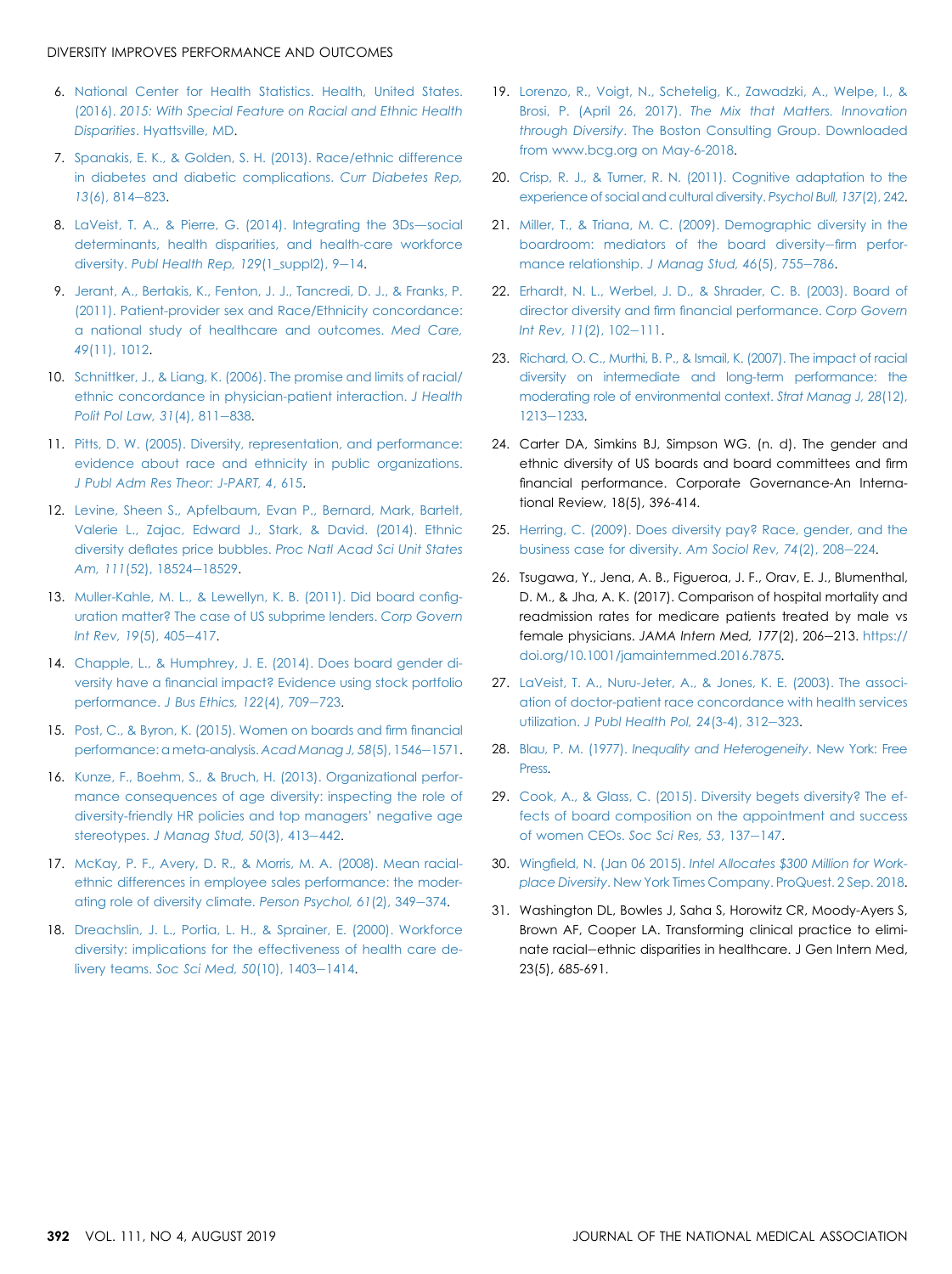6. National Center for Health Statistics. Health, United States. (2016). *2015: With Special Feature on Racial and Ethnic Health Disparities*. Hyattsville, MD.
7. Spanakis, E. K., & Golden, S. H. (2013). Race/ethnic difference in diabetes and diabetic complications. *Curr Diabetes Rep, 13*(6), 814–823.
8. LaVeist, T. A., & Pierre, G. (2014). Integrating the 3Ds—social determinants, health disparities, and health-care workforce diversity. *Publ Health Rep, 129*(1_suppl2), 9–14.
9. Jerant, A., Bertakis, K., Fenton, J. J., Tancredi, D. J., & Franks, P. (2011). Patient-provider sex and Race/Ethnicity concordance: a national study of healthcare and outcomes. *Med Care, 49*(11), 1012.
10. Schnittker, J., & Liang, K. (2006). The promise and limits of racial/ethnic concordance in physician-patient interaction. *J Health Polit Pol Law, 31*(4), 811–838.
11. Pitts, D. W. (2005). Diversity, representation, and performance: evidence about race and ethnicity in public organizations. *J Publ Adm Res Theor: J-PART, 4*, 615.
12. Levine, Sheen S., Apfelbaum, Evan P., Bernard, Mark, Bartelt, Valerie L., Zajac, Edward J., Stark, & David. (2014). Ethnic diversity deflates price bubbles. *Proc Natl Acad Sci Unit States Am, 111*(52), 18524–18529.
13. Muller-Kahle, M. L., & Lewellyn, K. B. (2011). Did board configuration matter? The case of US subprime lenders. *Corp Govern Int Rev, 19*(5), 405–417.
14. Chapple, L., & Humphrey, J. E. (2014). Does board gender diversity have a financial impact? Evidence using stock portfolio performance. *J Bus Ethics, 122*(4), 709–723.
15. Post, C., & Byron, K. (2015). Women on boards and firm financial performance: a meta-analysis. *Acad Manag J, 58*(5), 1546–1571.
16. Kunze, F., Boehm, S., & Bruch, H. (2013). Organizational performance consequences of age diversity: inspecting the role of diversity-friendly HR policies and top managers' negative age stereotypes. *J Manag Stud, 50*(3), 413–442.
17. McKay, P. F., Avery, D. R., & Morris, M. A. (2008). Mean racial-ethnic differences in employee sales performance: the moderating role of diversity climate. *Person Psychol, 61*(2), 349–374.
18. Dreachslin, J. L., Portia, L. H., & Sprainer, E. (2000). Workforce diversity: implications for the effectiveness of health care delivery teams. *Soc Sci Med, 50*(10), 1403–1414.
19. Lorenzo, R., Voigt, N., Schetelig, K., Zawadzki, A., Welpe, I., & Brosi, P. (April 26, 2017). *The Mix that Matters. Innovation through Diversity*. The Boston Consulting Group. Downloaded from www.bcg.org on May-6-2018.
20. Crisp, R. J., & Turner, R. N. (2011). Cognitive adaptation to the experience of social and cultural diversity. *Psychol Bull, 137*(2), 242.
21. Miller, T., & Triana, M. C. (2009). Demographic diversity in the boardroom: mediators of the board diversity–firm performance relationship. *J Manag Stud, 46*(5), 755–786.
22. Erhardt, N. L., Werbel, J. D., & Shrader, C. B. (2003). Board of director diversity and firm financial performance. *Corp Govern Int Rev, 11*(2), 102–111.
23. Richard, O. C., Murthi, B. P., & Ismail, K. (2007). The impact of racial diversity on intermediate and long-term performance: the moderating role of environmental context. *Strat Manag J, 28*(12), 1213–1233.
24. Carter DA, Simkins BJ, Simpson WG. (n. d). The gender and ethnic diversity of US boards and board committees and firm financial performance. Corporate Governance-An International Review, 18(5), 396-414.
25. Herring, C. (2009). Does diversity pay? Race, gender, and the business case for diversity. *Am Sociol Rev, 74*(2), 208–224.
26. Tsugawa, Y., Jena, A. B., Figueroa, J. F., Orav, E. J., Blumenthal, D. M., & Jha, A. K. (2017). Comparison of hospital mortality and readmission rates for medicare patients treated by male vs female physicians. *JAMA Intern Med, 177*(2), 206–213. https://doi.org/10.1001/jamainternmed.2016.7875.
27. LaVeist, T. A., Nuru-Jeter, A., & Jones, K. E. (2003). The association of doctor-patient race concordance with health services utilization. *J Publ Health Pol, 24*(3-4), 312–323.
28. Blau, P. M. (1977). *Inequality and Heterogeneity*. New York: Free Press.
29. Cook, A., & Glass, C. (2015). Diversity begets diversity? The effects of board composition on the appointment and success of women CEOs. *Soc Sci Res, 53*, 137–147.
30. Wingfield, N. (Jan 06 2015). *Intel Allocates $300 Million for Workplace Diversity*. New York Times Company. ProQuest. 2 Sep. 2018.
31. Washington DL, Bowles J, Saha S, Horowitz CR, Moody-Ayers S, Brown AF, Cooper LA. Transforming clinical practice to eliminate racial–ethnic disparities in healthcare. J Gen Intern Med, 23(5), 685-691.